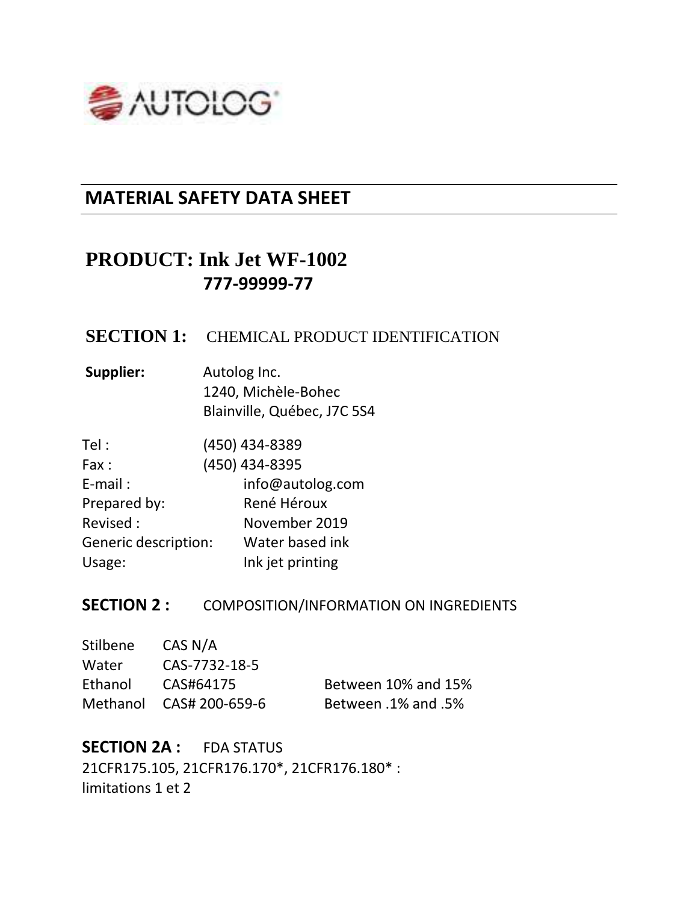AUTOLOG

## MATERIAL SAFETY DATA SHEET

# PRODUCT: Ink Jet WF-1002

**777-99999-77**

## SECTION 1: CHEMICAL PRODUCT IDENTIFICATION

**Supplier:** Autolog Inc.
1240, Michèle-Bohec
Blainville, Québec, J7C 5S4

Tel : (450) 434-8389
Fax : (450) 434-8395
E-mail : info@autolog.com
Prepared by: René Héroux
Revised : November 2019
Generic description: Water based ink
Usage: Ink jet printing

## SECTION 2 : COMPOSITION/INFORMATION ON INGREDIENTS

| | | |
|---|---|---|
| Stilbene | CAS N/A | |
| Water | CAS-7732-18-5 | |
| Ethanol | CAS#64175 | Between 10% and 15% |
| Methanol | CAS# 200-659-6 | Between .1% and .5% |

## SECTION 2A : FDA STATUS

21CFR175.105, 21CFR176.170*, 21CFR176.180* :
limitations 1 et 2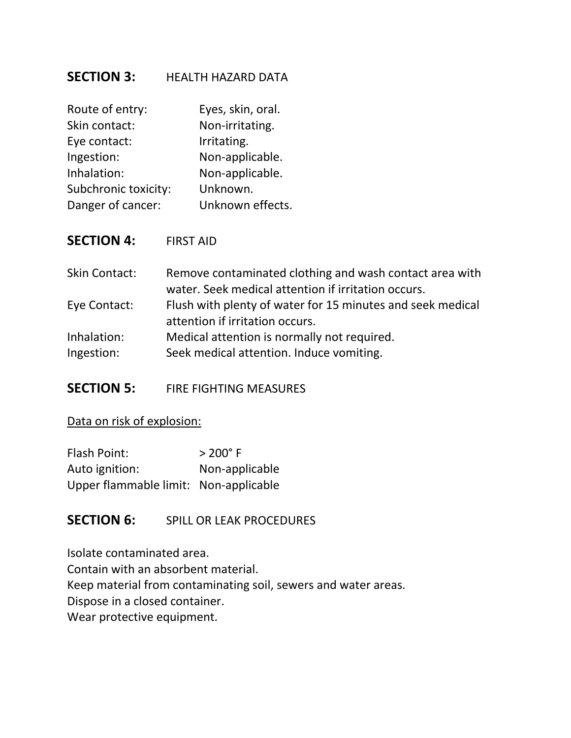## SECTION 3: HEALTH HAZARD DATA

| | |
|---|---|
| Route of entry: | Eyes, skin, oral. |
| Skin contact: | Non-irritating. |
| Eye contact: | Irritating. |
| Ingestion: | Non-applicable. |
| Inhalation: | Non-applicable. |
| Subchronic toxicity: | Unknown. |
| Danger of cancer: | Unknown effects. |

## SECTION 4: FIRST AID

| | |
|---|---|
| Skin Contact: | Remove contaminated clothing and wash contact area with water. Seek medical attention if irritation occurs. |
| Eye Contact: | Flush with plenty of water for 15 minutes and seek medical attention if irritation occurs. |
| Inhalation: | Medical attention is normally not required. |
| Ingestion: | Seek medical attention. Induce vomiting. |

## SECTION 5: FIRE FIGHTING MEASURES

<u>Data on risk of explosion:</u>

| | |
|---|---|
| Flash Point: | > 200° F |
| Auto ignition: | Non-applicable |
| Upper flammable limit: | Non-applicable |

## SECTION 6: SPILL OR LEAK PROCEDURES

Isolate contaminated area.
Contain with an absorbent material.
Keep material from contaminating soil, sewers and water areas.
Dispose in a closed container.
Wear protective equipment.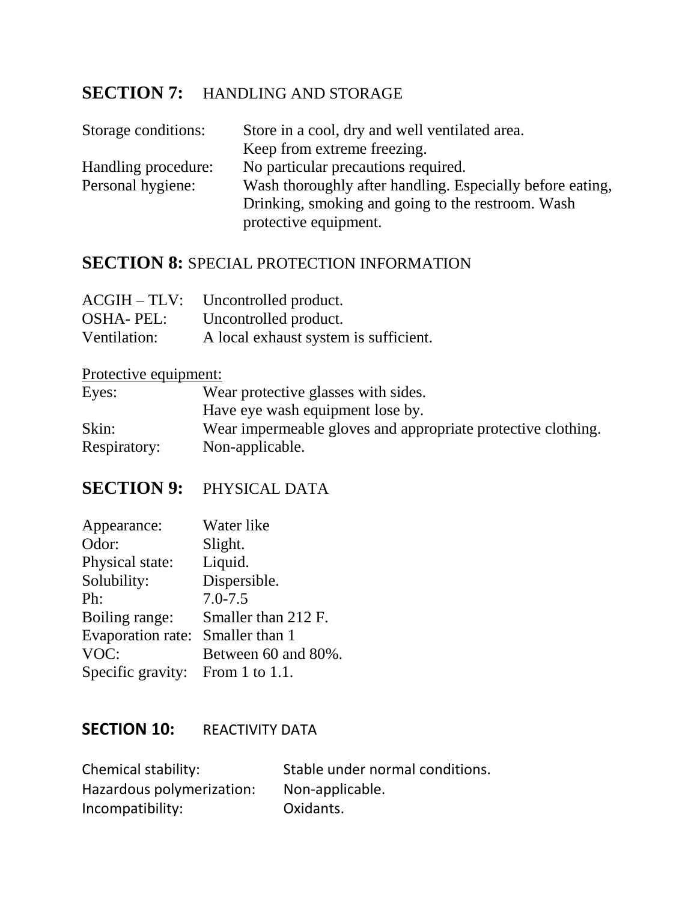## **SECTION 7:** HANDLING AND STORAGE

| | |
|---|---|
| Storage conditions: | Store in a cool, dry and well ventilated area. Keep from extreme freezing. |
| Handling procedure: | No particular precautions required. |
| Personal hygiene: | Wash thoroughly after handling. Especially before eating, Drinking, smoking and going to the restroom. Wash protective equipment. |

## **SECTION 8:** SPECIAL PROTECTION INFORMATION

| | |
|---|---|
| ACGIH – TLV: | Uncontrolled product. |
| OSHA- PEL: | Uncontrolled product. |
| Ventilation: | A local exhaust system is sufficient. |

Protective equipment:

| | |
|---|---|
| Eyes: | Wear protective glasses with sides. Have eye wash equipment lose by. |
| Skin: | Wear impermeable gloves and appropriate protective clothing. |
| Respiratory: | Non-applicable. |

## **SECTION 9:** PHYSICAL DATA

| | |
|---|---|
| Appearance: | Water like |
| Odor: | Slight. |
| Physical state: | Liquid. |
| Solubility: | Dispersible. |
| Ph: | 7.0-7.5 |
| Boiling range: | Smaller than 212 F. |
| Evaporation rate: | Smaller than 1 |
| VOC: | Between 60 and 80%. |
| Specific gravity: | From 1 to 1.1. |

## **SECTION 10:** REACTIVITY DATA

| | |
|---|---|
| Chemical stability: | Stable under normal conditions. |
| Hazardous polymerization: | Non-applicable. |
| Incompatibility: | Oxidants. |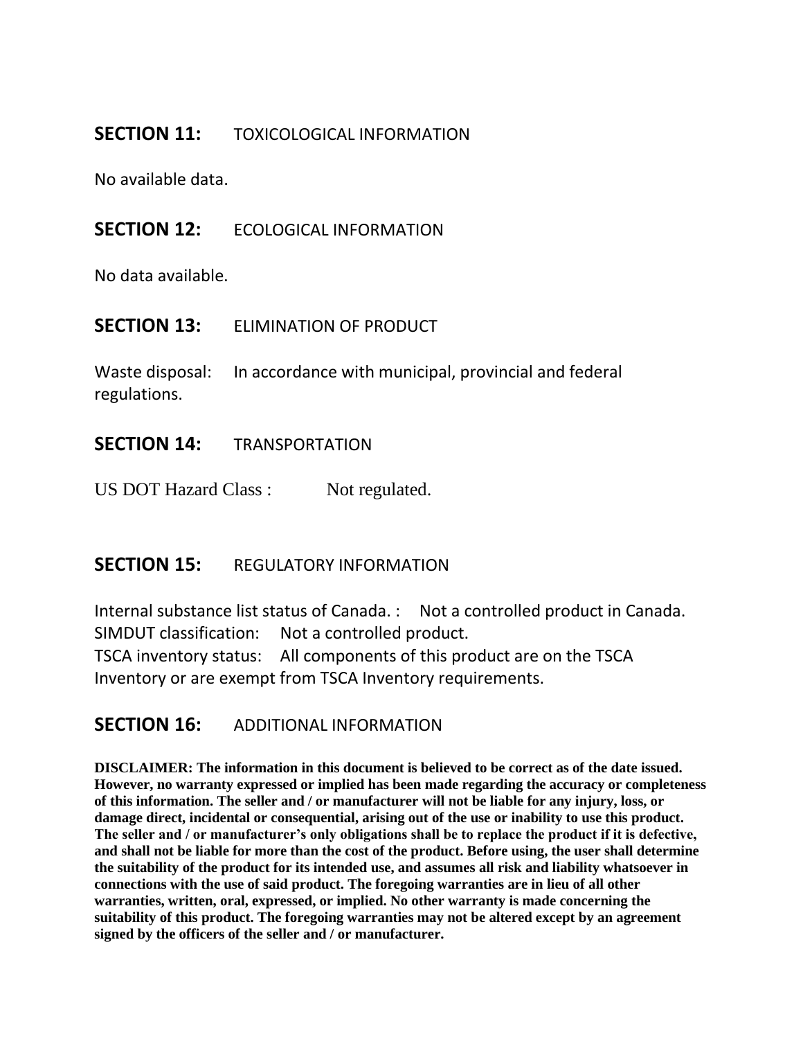## SECTION 11: TOXICOLOGICAL INFORMATION

No available data.

## SECTION 12: ECOLOGICAL INFORMATION

No data available.

## SECTION 13: ELIMINATION OF PRODUCT

Waste disposal: In accordance with municipal, provincial and federal regulations.

## SECTION 14: TRANSPORTATION

US DOT Hazard Class : Not regulated.

## SECTION 15: REGULATORY INFORMATION

Internal substance list status of Canada. : Not a controlled product in Canada.
SIMDUT classification: Not a controlled product.
TSCA inventory status: All components of this product are on the TSCA Inventory or are exempt from TSCA Inventory requirements.

## SECTION 16: ADDITIONAL INFORMATION

**DISCLAIMER: The information in this document is believed to be correct as of the date issued. However, no warranty expressed or implied has been made regarding the accuracy or completeness of this information. The seller and / or manufacturer will not be liable for any injury, loss, or damage direct, incidental or consequential, arising out of the use or inability to use this product. The seller and / or manufacturer's only obligations shall be to replace the product if it is defective, and shall not be liable for more than the cost of the product. Before using, the user shall determine the suitability of the product for its intended use, and assumes all risk and liability whatsoever in connections with the use of said product. The foregoing warranties are in lieu of all other warranties, written, oral, expressed, or implied. No other warranty is made concerning the suitability of this product. The foregoing warranties may not be altered except by an agreement signed by the officers of the seller and / or manufacturer.**